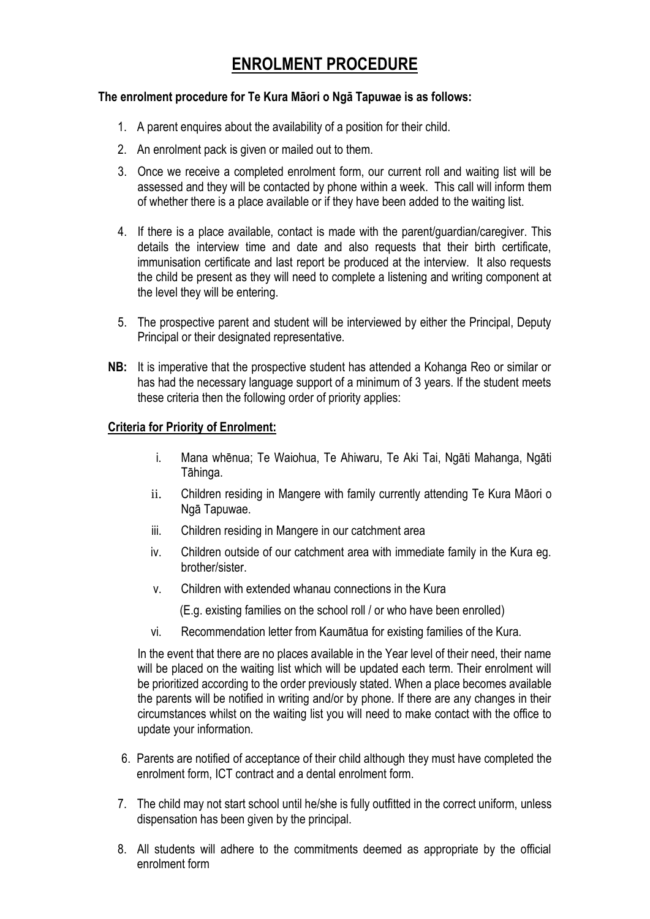# ENROLMENT PROCEDURE

**The enrolment procedure for Te Kura Māori o Ngā Tapuwae is as follows:**

1. A parent enquires about the availability of a position for their child.
2. An enrolment pack is given or mailed out to them.
3. Once we receive a completed enrolment form, our current roll and waiting list will be assessed and they will be contacted by phone within a week. This call will inform them of whether there is a place available or if they have been added to the waiting list.
4. If there is a place available, contact is made with the parent/guardian/caregiver. This details the interview time and date and also requests that their birth certificate, immunisation certificate and last report be produced at the interview. It also requests the child be present as they will need to complete a listening and writing component at the level they will be entering.
5. The prospective parent and student will be interviewed by either the Principal, Deputy Principal or their designated representative.

**NB:** It is imperative that the prospective student has attended a Kohanga Reo or similar or has had the necessary language support of a minimum of 3 years. If the student meets these criteria then the following order of priority applies:

**Criteria for Priority of Enrolment:**

i. Mana whēnua; Te Waiohua, Te Ahiwaru, Te Aki Tai, Ngāti Mahanga, Ngāti Tāhinga.

ii. Children residing in Mangere with family currently attending Te Kura Māori o Ngā Tapuwae.

iii. Children residing in Mangere in our catchment area

iv. Children outside of our catchment area with immediate family in the Kura eg. brother/sister.

v. Children with extended whanau connections in the Kura

(E.g. existing families on the school roll / or who have been enrolled)

vi. Recommendation letter from Kaumātua for existing families of the Kura.

In the event that there are no places available in the Year level of their need, their name will be placed on the waiting list which will be updated each term. Their enrolment will be prioritized according to the order previously stated. When a place becomes available the parents will be notified in writing and/or by phone. If there are any changes in their circumstances whilst on the waiting list you will need to make contact with the office to update your information.

6. Parents are notified of acceptance of their child although they must have completed the enrolment form, ICT contract and a dental enrolment form.
7. The child may not start school until he/she is fully outfitted in the correct uniform, unless dispensation has been given by the principal.
8. All students will adhere to the commitments deemed as appropriate by the official enrolment form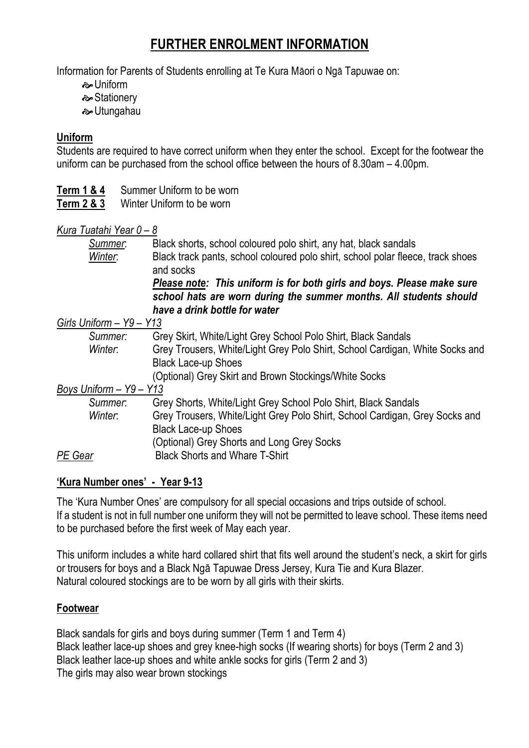# FURTHER ENROLMENT INFORMATION

Information for Parents of Students enrolling at Te Kura Māori o Ngā Tapuwae on:

- Uniform
- Stationery
- Utungahau

## Uniform

Students are required to have correct uniform when they enter the school. Except for the footwear the uniform can be purchased from the school office between the hours of 8.30am – 4.00pm.

**Term 1 & 4** Summer Uniform to be worn
**Term 2 & 3** Winter Uniform to be worn

*Kura Tuatahi Year 0 – 8*

*Summer*: Black shorts, school coloured polo shirt, any hat, black sandals
*Winter*: Black track pants, school coloured polo shirt, school polar fleece, track shoes and socks

***Please note**: **This uniform is for both girls and boys. Please make sure school hats are worn during the summer months. All students should have a drink bottle for water***

*Girls Uniform – Y9 – Y13*

*Summer:* Grey Skirt, White/Light Grey School Polo Shirt, Black Sandals
*Winter*: Grey Trousers, White/Light Grey Polo Shirt, School Cardigan, White Socks and Black Lace-up Shoes
(Optional) Grey Skirt and Brown Stockings/White Socks

*Boys Uniform – Y9 – Y13*

*Summer*: Grey Shorts, White/Light Grey School Polo Shirt, Black Sandals
*Winter*: Grey Trousers, White/Light Grey Polo Shirt, School Cardigan, Grey Socks and Black Lace-up Shoes
(Optional) Grey Shorts and Long Grey Socks

*PE Gear* Black Shorts and Whare T-Shirt

## 'Kura Number ones' - Year 9-13

The 'Kura Number Ones' are compulsory for all special occasions and trips outside of school. If a student is not in full number one uniform they will not be permitted to leave school. These items need to be purchased before the first week of May each year.

This uniform includes a white hard collared shirt that fits well around the student's neck, a skirt for girls or trousers for boys and a Black Ngā Tapuwae Dress Jersey, Kura Tie and Kura Blazer. Natural coloured stockings are to be worn by all girls with their skirts.

## Footwear

Black sandals for girls and boys during summer (Term 1 and Term 4)
Black leather lace-up shoes and grey knee-high socks (If wearing shorts) for boys (Term 2 and 3)
Black leather lace-up shoes and white ankle socks for girls (Term 2 and 3)
The girls may also wear brown stockings